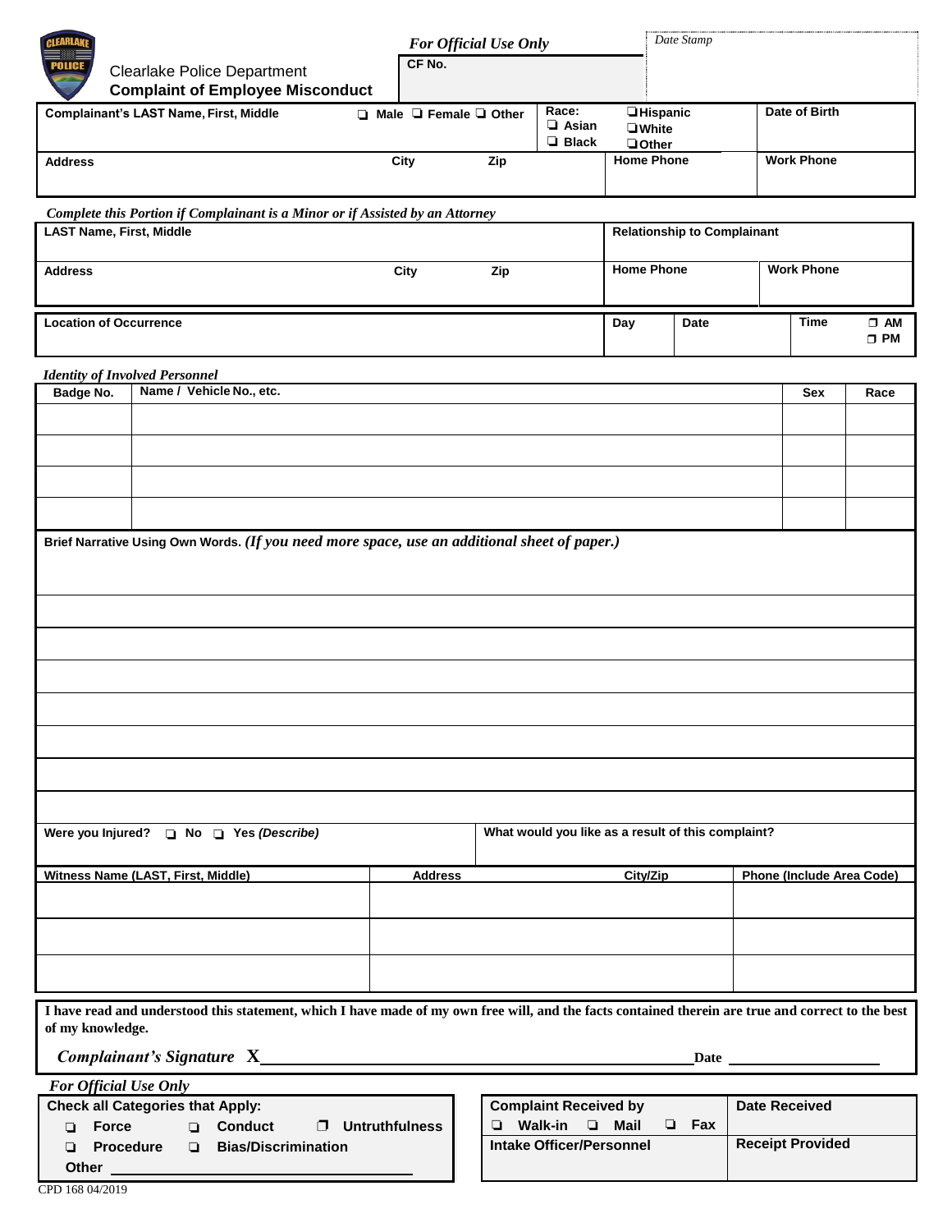Clearlake Police Department
**Complaint of Employee Misconduct**

*For Official Use Only*

**CF No.**

*Date Stamp*

| Complaint's LAST Name, First, Middle | ❑ Male ❑ Female ❑ Other | Race: ❑ Asian ❑ Black ❑ Hispanic ❑ White ❑ Other | Date of Birth |
|---|---|---|---|
| **Address** | **City** **Zip** | **Home Phone** | **Work Phone** |

*Complete this Portion if Complainant is a Minor or if Assisted by an Attorney*

| LAST Name, First, Middle | | Relationship to Complainant | |
|---|---|---|---|
| **Address** | **City** **Zip** | **Home Phone** | **Work Phone** |

| Location of Occurrence | Day | Date | Time | ❐ AM ❐ PM |
|---|---|---|---|---|

*Identity of Involved Personnel*

| Badge No. | Name / Vehicle No., etc. | Sex | Race |
|---|---|---|---|
| | | | |
| | | | |
| | | | |
| | | | |

**Brief Narrative Using Own Words.** *(If you need more space, use an additional sheet of paper.)*

| |
|---|
| |
| |
| |
| |
| |
| |
| |

| Were you Injured? ❑ No ❑ Yes *(Describe)* | What would you like as a result of this complaint? |
|---|---|

| Witness Name (LAST, First, Middle) | Address | City/Zip | Phone (Include Area Code) |
|---|---|---|---|
| | | | |
| | | | |
| | | | |

**I have read and understood this statement, which I have made of my own free will, and the facts contained therein are true and correct to the best of my knowledge.**

***Complainant's Signature* X**\_\_\_\_\_\_\_\_\_\_\_\_\_\_\_\_\_\_\_\_\_\_\_\_\_\_\_\_\_\_ **Date** \_\_\_\_\_\_\_\_\_\_\_\_

*For Official Use Only*

| Check all Categories that Apply: |
|---|
| ❑ Force ❑ Conduct ❐ Untruthfulness |
| ❑ Procedure ❑ Bias/Discrimination |
| Other \_\_\_\_\_\_\_\_\_\_\_\_\_\_\_\_\_\_\_\_ |

| Complaint Received by | Date Received |
|---|---|
| ❑ Walk-in ❑ Mail ❑ Fax | |
| **Intake Officer/Personnel** | **Receipt Provided** |

CPD 168 04/2019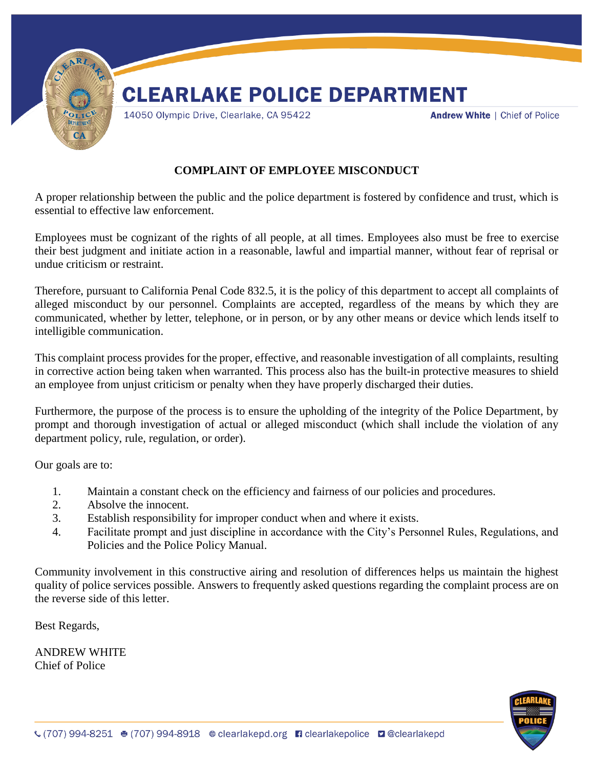# CLEARLAKE POLICE DEPARTMENT

14050 Olympic Drive, Clearlake, CA 95422

**Andrew White** | Chief of Police

## COMPLAINT OF EMPLOYEE MISCONDUCT

A proper relationship between the public and the police department is fostered by confidence and trust, which is essential to effective law enforcement.

Employees must be cognizant of the rights of all people, at all times. Employees also must be free to exercise their best judgment and initiate action in a reasonable, lawful and impartial manner, without fear of reprisal or undue criticism or restraint.

Therefore, pursuant to California Penal Code 832.5, it is the policy of this department to accept all complaints of alleged misconduct by our personnel. Complaints are accepted, regardless of the means by which they are communicated, whether by letter, telephone, or in person, or by any other means or device which lends itself to intelligible communication.

This complaint process provides for the proper, effective, and reasonable investigation of all complaints, resulting in corrective action being taken when warranted. This process also has the built-in protective measures to shield an employee from unjust criticism or penalty when they have properly discharged their duties.

Furthermore, the purpose of the process is to ensure the upholding of the integrity of the Police Department, by prompt and thorough investigation of actual or alleged misconduct (which shall include the violation of any department policy, rule, regulation, or order).

Our goals are to:

1. Maintain a constant check on the efficiency and fairness of our policies and procedures.
2. Absolve the innocent.
3. Establish responsibility for improper conduct when and where it exists.
4. Facilitate prompt and just discipline in accordance with the City's Personnel Rules, Regulations, and Policies and the Police Policy Manual.

Community involvement in this constructive airing and resolution of differences helps us maintain the highest quality of police services possible. Answers to frequently asked questions regarding the complaint process are on the reverse side of this letter.

Best Regards,

ANDREW WHITE
Chief of Police

(707) 994-8251 (707) 994-8918 clearlakepd.org clearlakepolice @clearlakepd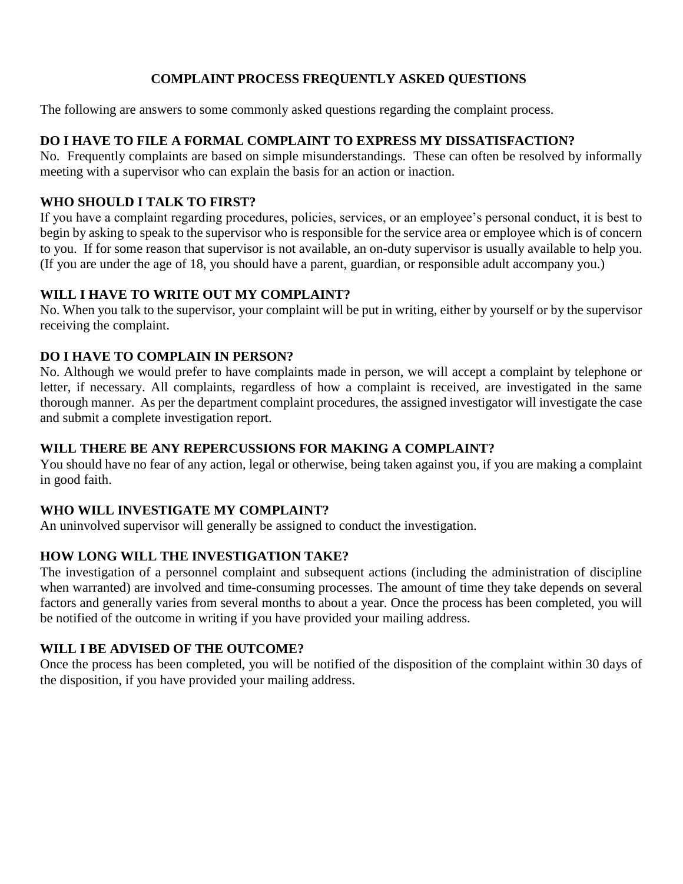# COMPLAINT PROCESS FREQUENTLY ASKED QUESTIONS

The following are answers to some commonly asked questions regarding the complaint process.

### DO I HAVE TO FILE A FORMAL COMPLAINT TO EXPRESS MY DISSATISFACTION?

No. Frequently complaints are based on simple misunderstandings. These can often be resolved by informally meeting with a supervisor who can explain the basis for an action or inaction.

### WHO SHOULD I TALK TO FIRST?

If you have a complaint regarding procedures, policies, services, or an employee's personal conduct, it is best to begin by asking to speak to the supervisor who is responsible for the service area or employee which is of concern to you. If for some reason that supervisor is not available, an on-duty supervisor is usually available to help you. (If you are under the age of 18, you should have a parent, guardian, or responsible adult accompany you.)

### WILL I HAVE TO WRITE OUT MY COMPLAINT?

No. When you talk to the supervisor, your complaint will be put in writing, either by yourself or by the supervisor receiving the complaint.

### DO I HAVE TO COMPLAIN IN PERSON?

No. Although we would prefer to have complaints made in person, we will accept a complaint by telephone or letter, if necessary. All complaints, regardless of how a complaint is received, are investigated in the same thorough manner. As per the department complaint procedures, the assigned investigator will investigate the case and submit a complete investigation report.

### WILL THERE BE ANY REPERCUSSIONS FOR MAKING A COMPLAINT?

You should have no fear of any action, legal or otherwise, being taken against you, if you are making a complaint in good faith.

### WHO WILL INVESTIGATE MY COMPLAINT?

An uninvolved supervisor will generally be assigned to conduct the investigation.

### HOW LONG WILL THE INVESTIGATION TAKE?

The investigation of a personnel complaint and subsequent actions (including the administration of discipline when warranted) are involved and time-consuming processes. The amount of time they take depends on several factors and generally varies from several months to about a year. Once the process has been completed, you will be notified of the outcome in writing if you have provided your mailing address.

### WILL I BE ADVISED OF THE OUTCOME?

Once the process has been completed, you will be notified of the disposition of the complaint within 30 days of the disposition, if you have provided your mailing address.